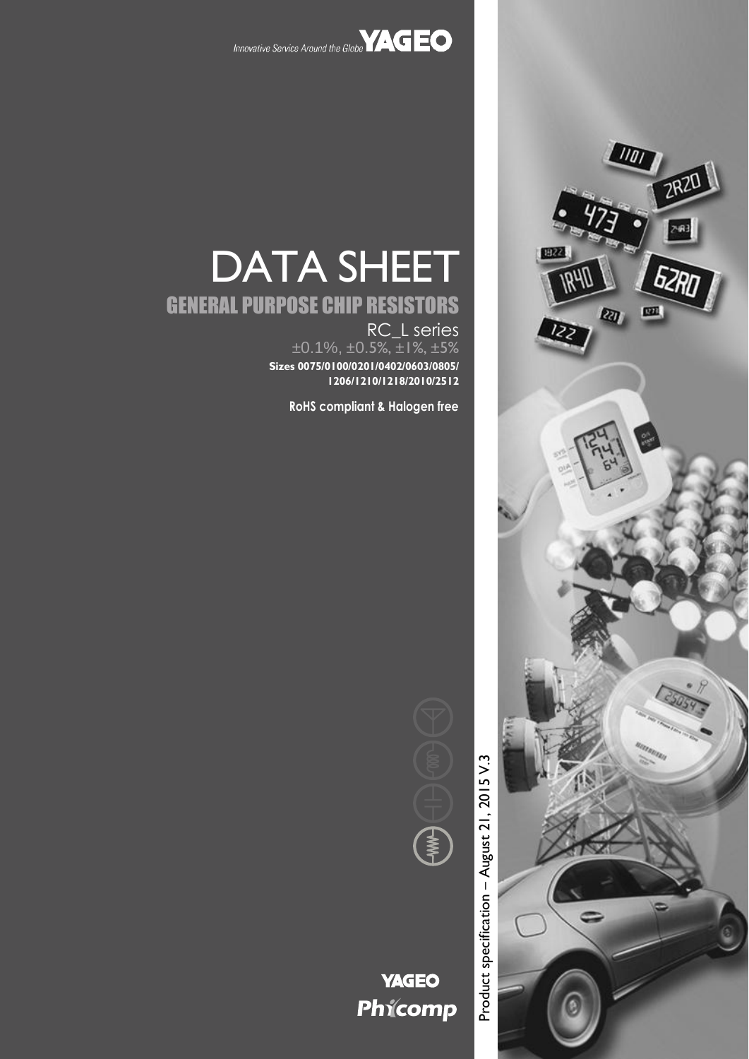Innovative Service Around the Globe **YAGEO**

# DATA SHEET

## GENERAL PURPOSE CHIP RESISTORS

RC_L series

±0.1%, ±0.5%, ±1%, ±5%

**Sizes 0075/0100/0201/0402/0603/0805/1206/1210/1218/2010/2512**

**RoHS compliant & Halogen free**

Product specification – August 21, 2015 V.3

**YAGEO**

**Phycomp**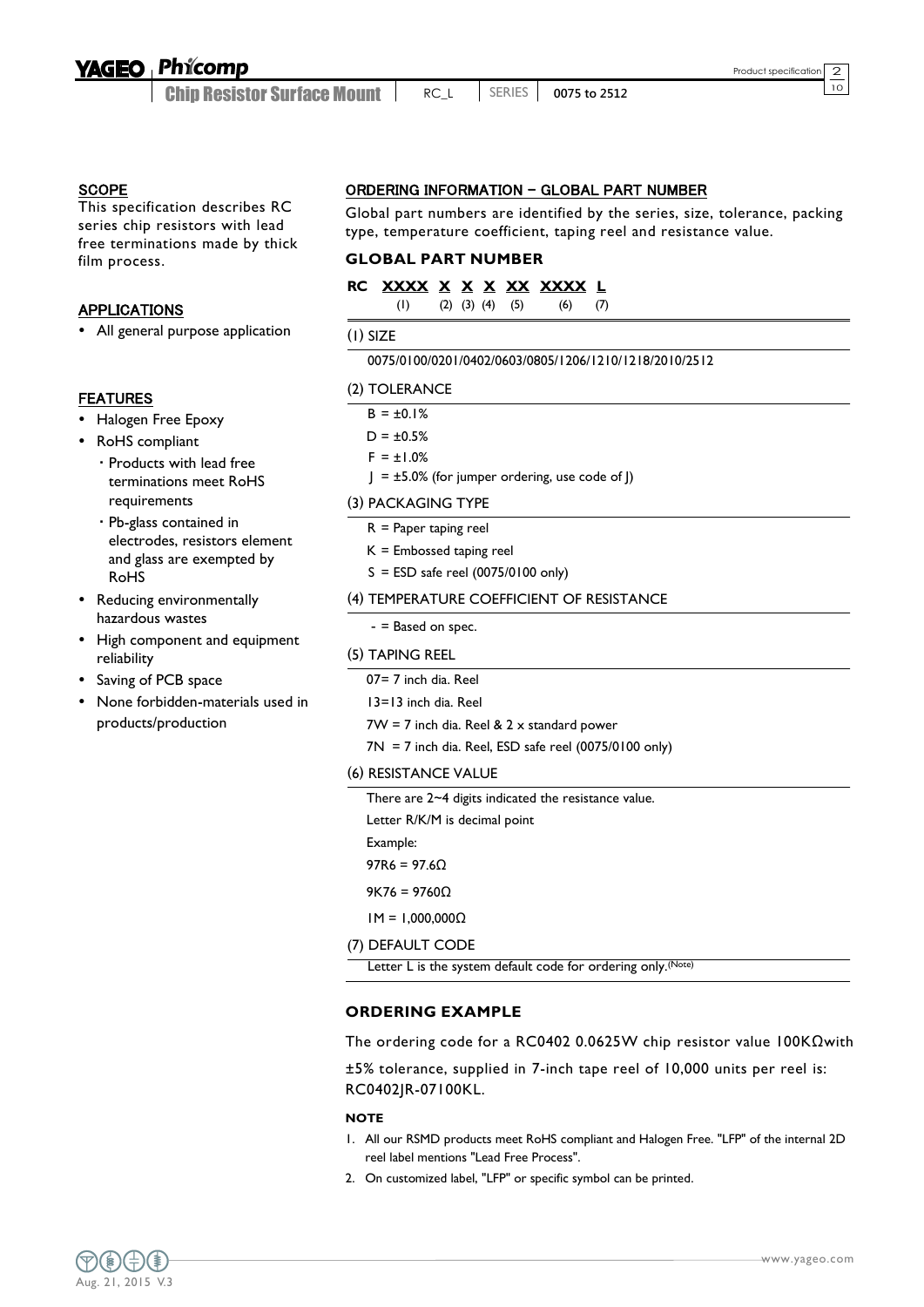## SCOPE

This specification describes RC series chip resistors with lead free terminations made by thick film process.

## APPLICATIONS

- All general purpose application

## FEATURES

- Halogen Free Epoxy
- RoHS compliant
  - Products with lead free terminations meet RoHS requirements
  - Pb-glass contained in electrodes, resistors element and glass are exempted by RoHS
- Reducing environmentally hazardous wastes
- High component and equipment reliability
- Saving of PCB space
- None forbidden-materials used in products/production

## ORDERING INFORMATION - GLOBAL PART NUMBER

Global part numbers are identified by the series, size, tolerance, packing type, temperature coefficient, taping reel and resistance value.

### GLOBAL PART NUMBER

**RC XXXX X X X XX XXXX L**

(1) (2) (3) (4) (5) (6) (7)

#### (1) SIZE

0075/0100/0201/0402/0603/0805/1206/1210/1218/2010/2512

#### (2) TOLERANCE

B = ±0.1%

D = ±0.5%

F = ±1.0%

J = ±5.0% (for jumper ordering, use code of J)

#### (3) PACKAGING TYPE

R = Paper taping reel

K = Embossed taping reel

S = ESD safe reel (0075/0100 only)

#### (4) TEMPERATURE COEFFICIENT OF RESISTANCE

- = Based on spec.

#### (5) TAPING REEL

07= 7 inch dia. Reel

13=13 inch dia. Reel

7W = 7 inch dia. Reel & 2 x standard power

7N = 7 inch dia. Reel, ESD safe reel (0075/0100 only)

#### (6) RESISTANCE VALUE

There are 2~4 digits indicated the resistance value.

Letter R/K/M is decimal point

Example:

97R6 = 97.6Ω

9K76 = 9760Ω

1M = 1,000,000Ω

#### (7) DEFAULT CODE

Letter L is the system default code for ordering only.(Note)

### ORDERING EXAMPLE

The ordering code for a RC0402 0.0625W chip resistor value 100KΩwith ±5% tolerance, supplied in 7-inch tape reel of 10,000 units per reel is: RC0402JR-07100KL.

#### NOTE

1. All our RSMD products meet RoHS compliant and Halogen Free. "LFP" of the internal 2D reel label mentions "Lead Free Process".
2. On customized label, "LFP" or specific symbol can be printed.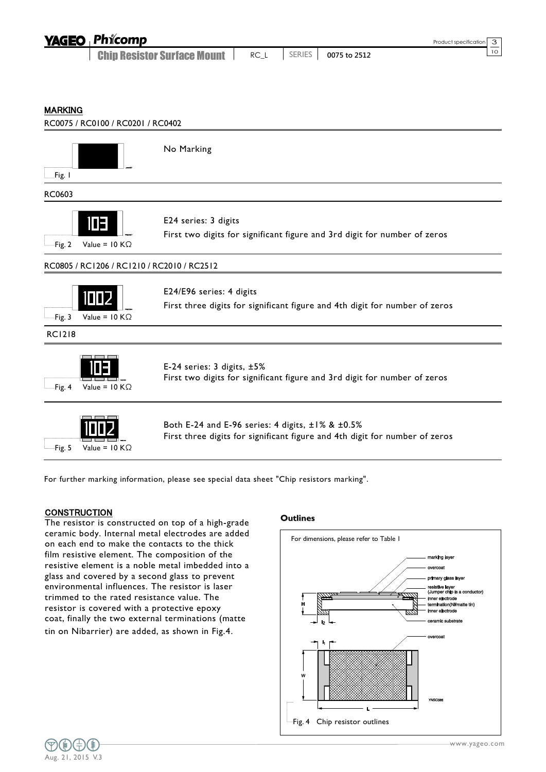## MARKING

RC0075 / RC0100 / RC0201 / RC0402

No Marking

Fig. 1

RC0603

E24 series: 3 digits

First two digits for significant figure and 3rd digit for number of zeros

Fig. 2 Value = 10 KΩ

RC0805 / RC1206 / RC1210 / RC2010 / RC2512

E24/E96 series: 4 digits

First three digits for significant figure and 4th digit for number of zeros

Fig. 3 Value = 10 KΩ

RC1218

E-24 series: 3 digits, ±5%

First two digits for significant figure and 3rd digit for number of zeros

Fig. 4 Value = 10 KΩ

Both E-24 and E-96 series: 4 digits, ±1% & ±0.5%

First three digits for significant figure and 4th digit for number of zeros

Fig. 5 Value = 10 KΩ

For further marking information, please see special data sheet "Chip resistors marking".

## CONSTRUCTION

The resistor is constructed on top of a high-grade ceramic body. Internal metal electrodes are added on each end to make the contacts to the thick film resistive element. The composition of the resistive element is a noble metal imbedded into a glass and covered by a second glass to prevent environmental influences. The resistor is laser trimmed to the rated resistance value. The resistor is covered with a protective epoxy coat, finally the two external terminations (matte tin on Nibarrier) are added, as shown in Fig.4.

### Outlines

For dimensions, please refer to Table 1

marking layer
overcoat
primary glass layer
resistive layer (Jumper chip is a conductor)
inner electrode
termination(Ni/matte tin)
inner electrode
ceramic substrate
overcoat

H
$l_2$
$l_1$
W
L

YNSC086

Fig. 4 Chip resistor outlines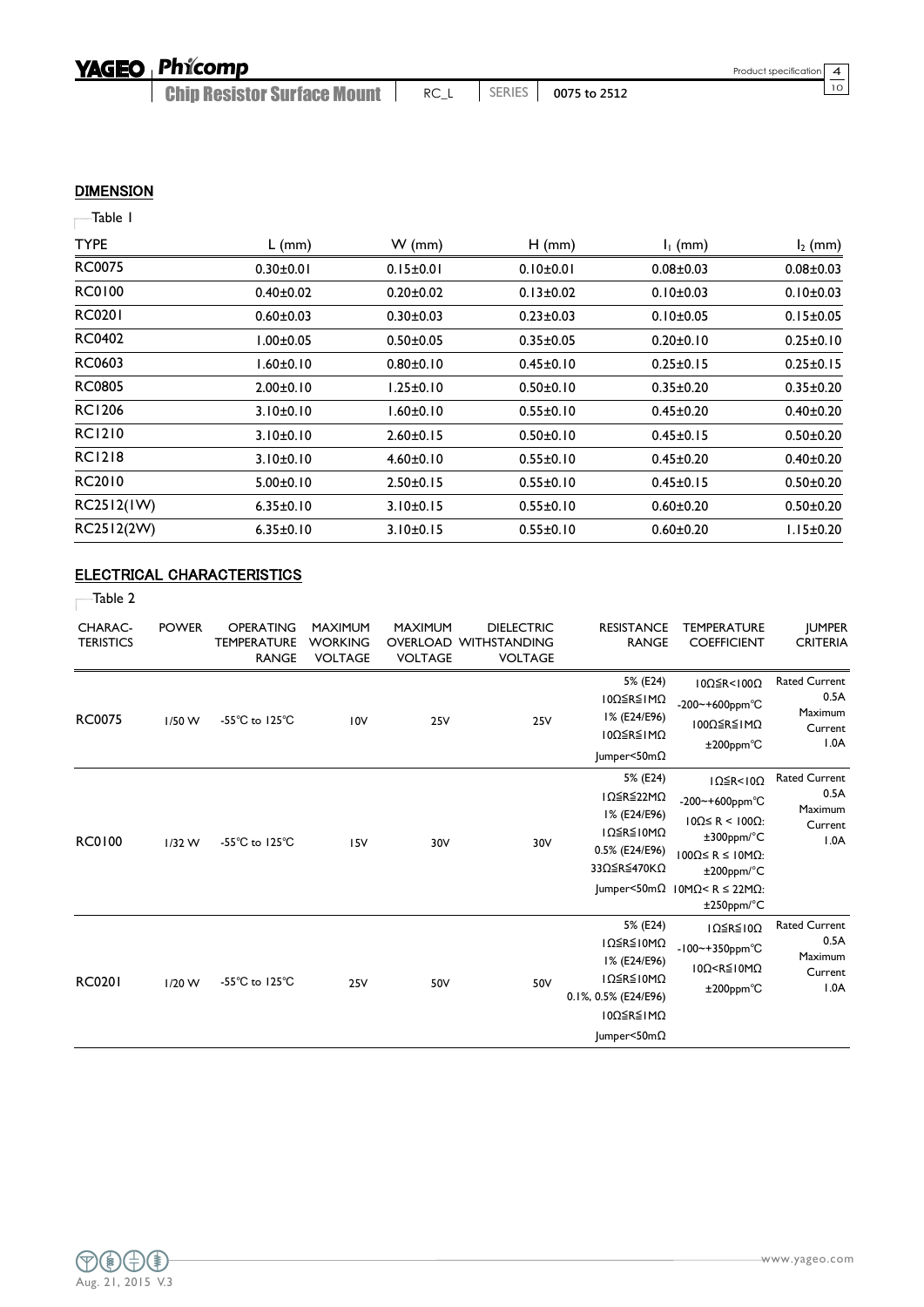## DIMENSION

Table 1

| TYPE | L (mm) | W (mm) | H (mm) | $l_1$ (mm) | $l_2$ (mm) |
|---|---|---|---|---|---|
| RC0075 | 0.30±0.01 | 0.15±0.01 | 0.10±0.01 | 0.08±0.03 | 0.08±0.03 |
| RC0100 | 0.40±0.02 | 0.20±0.02 | 0.13±0.02 | 0.10±0.03 | 0.10±0.03 |
| RC0201 | 0.60±0.03 | 0.30±0.03 | 0.23±0.03 | 0.10±0.05 | 0.15±0.05 |
| RC0402 | 1.00±0.05 | 0.50±0.05 | 0.35±0.05 | 0.20±0.10 | 0.25±0.10 |
| RC0603 | 1.60±0.10 | 0.80±0.10 | 0.45±0.10 | 0.25±0.15 | 0.25±0.15 |
| RC0805 | 2.00±0.10 | 1.25±0.10 | 0.50±0.10 | 0.35±0.20 | 0.35±0.20 |
| RC1206 | 3.10±0.10 | 1.60±0.10 | 0.55±0.10 | 0.45±0.20 | 0.40±0.20 |
| RC1210 | 3.10±0.10 | 2.60±0.15 | 0.50±0.10 | 0.45±0.15 | 0.50±0.20 |
| RC1218 | 3.10±0.10 | 4.60±0.10 | 0.55±0.10 | 0.45±0.20 | 0.40±0.20 |
| RC2010 | 5.00±0.10 | 2.50±0.15 | 0.55±0.10 | 0.45±0.15 | 0.50±0.20 |
| RC2512(1W) | 6.35±0.10 | 3.10±0.15 | 0.55±0.10 | 0.60±0.20 | 0.50±0.20 |
| RC2512(2W) | 6.35±0.10 | 3.10±0.15 | 0.55±0.10 | 0.60±0.20 | 1.15±0.20 |

## ELECTRICAL CHARACTERISTICS

Table 2

| CHARAC-TERISTICS | POWER | OPERATING TEMPERATURE RANGE | MAXIMUM WORKING VOLTAGE | MAXIMUM OVERLOAD VOLTAGE | DIELECTRIC WITHSTANDING VOLTAGE | RESISTANCE RANGE | TEMPERATURE COEFFICIENT | JUMPER CRITERIA |
|---|---|---|---|---|---|---|---|---|
| RC0075 | 1/50 W | -55°C to 125°C | 10V | 25V | 25V | 5% (E24) 10Ω≦R≦1MΩ<br>1% (E24/E96) 10Ω≦R≦1MΩ<br>Jumper<50mΩ | 10Ω≦R<100Ω -200~+600ppm°C<br>100Ω≦R≦1MΩ ±200ppm°C | Rated Current 0.5A<br>Maximum Current 1.0A |
| RC0100 | 1/32 W | -55°C to 125°C | 15V | 30V | 30V | 5% (E24) 1Ω≦R≦22MΩ<br>1% (E24/E96) 1Ω≦R≦10MΩ<br>0.5% (E24/E96) 33Ω≦R≦470KΩ<br>Jumper<50mΩ | 1Ω≦R<10Ω -200~+600ppm°C<br>10Ω≤ R < 100Ω: ±300ppm/°C<br>100Ω≤ R ≤ 10MΩ: ±200ppm/°C<br>10MΩ< R ≤ 22MΩ: ±250ppm/°C | Rated Current 0.5A<br>Maximum Current 1.0A |
| RC0201 | 1/20 W | -55°C to 125°C | 25V | 50V | 50V | 5% (E24) 1Ω≦R≦10MΩ<br>1% (E24/E96) 1Ω≦R≦10MΩ<br>0.1%, 0.5% (E24/E96) 10Ω≦R≦1MΩ<br>Jumper<50mΩ | 1Ω≦R≦10Ω -100~+350ppm°C<br>10Ω<R≦10MΩ ±200ppm°C | Rated Current 0.5A<br>Maximum Current 1.0A |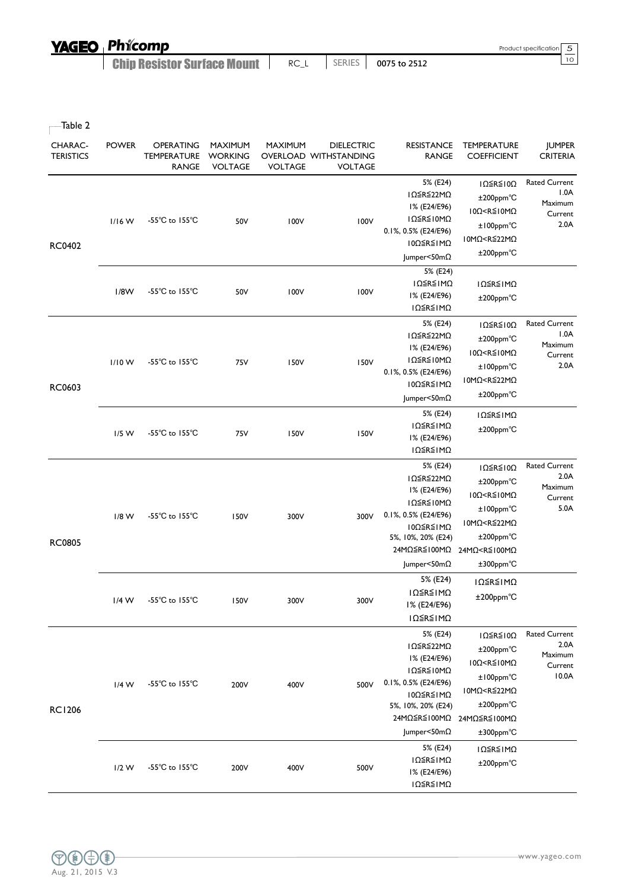Table 2

| CHARAC-TERISTICS | POWER | OPERATING TEMPERATURE RANGE | MAXIMUM WORKING VOLTAGE | MAXIMUM OVERLOAD VOLTAGE | DIELECTRIC WITHSTANDING VOLTAGE | RESISTANCE RANGE | TEMPERATURE COEFFICIENT | JUMPER CRITERIA |
|---|---|---|---|---|---|---|---|---|
| RC0402 | 1/16 W | -55°C to 155°C | 50V | 100V | 100V | 5% (E24) 1Ω≦R≦22MΩ<br>1% (E24/E96) 1Ω≦R≦10MΩ<br>0.1%, 0.5% (E24/E96) 10Ω≦R≦1MΩ<br>Jumper<50mΩ | 1Ω≦R≦10Ω ±200ppm°C<br>10Ω<R≦10MΩ ±100ppm°C<br>10MΩ<R≦22MΩ ±200ppm°C | Rated Current 1.0A<br>Maximum Current 2.0A |
| | 1/8W | -55°C to 155°C | 50V | 100V | 100V | 5% (E24) 1Ω≦R≦1MΩ<br>1% (E24/E96) 1Ω≦R≦1MΩ | 1Ω≦R≦1MΩ ±200ppm°C | |
| RC0603 | 1/10 W | -55°C to 155°C | 75V | 150V | 150V | 5% (E24) 1Ω≦R≦22MΩ<br>1% (E24/E96) 1Ω≦R≦10MΩ<br>0.1%, 0.5% (E24/E96) 10Ω≦R≦1MΩ<br>Jumper<50mΩ | 1Ω≦R≦10Ω ±200ppm°C<br>10Ω<R≦10MΩ ±100ppm°C<br>10MΩ<R≦22MΩ ±200ppm°C | Rated Current 1.0A<br>Maximum Current 2.0A |
| | 1/5 W | -55°C to 155°C | 75V | 150V | 150V | 5% (E24) 1Ω≦R≦1MΩ<br>1% (E24/E96) 1Ω≦R≦1MΩ | 1Ω≦R≦1MΩ ±200ppm°C | |
| RC0805 | 1/8 W | -55°C to 155°C | 150V | 300V | 300V | 5% (E24) 1Ω≦R≦22MΩ<br>1% (E24/E96) 1Ω≦R≦10MΩ<br>0.1%, 0.5% (E24/E96) 10Ω≦R≦1MΩ<br>5%, 10%, 20% (E24) 24MΩ≦R≦100MΩ<br>Jumper<50mΩ | 1Ω≦R≦10Ω ±200ppm°C<br>10Ω<R≦10MΩ ±100ppm°C<br>10MΩ<R≦22MΩ ±200ppm°C<br>24MΩ<R≦100MΩ ±300ppm°C | Rated Current 2.0A<br>Maximum Current 5.0A |
| | 1/4 W | -55°C to 155°C | 150V | 300V | 300V | 5% (E24) 1Ω≦R≦1MΩ<br>1% (E24/E96) 1Ω≦R≦1MΩ | 1Ω≦R≦1MΩ ±200ppm°C | |
| RC1206 | 1/4 W | -55°C to 155°C | 200V | 400V | 500V | 5% (E24) 1Ω≦R≦22MΩ<br>1% (E24/E96) 1Ω≦R≦10MΩ<br>0.1%, 0.5% (E24/E96) 10Ω≦R≦1MΩ<br>5%, 10%, 20% (E24) 24MΩ≦R≦100MΩ<br>Jumper<50mΩ | 1Ω≦R≦10Ω ±200ppm°C<br>10Ω<R≦10MΩ ±100ppm°C<br>10MΩ<R≦22MΩ ±200ppm°C<br>24MΩ≦R≦100MΩ ±300ppm°C | Rated Current 2.0A<br>Maximum Current 10.0A |
| | 1/2 W | -55°C to 155°C | 200V | 400V | 500V | 5% (E24) 1Ω≦R≦1MΩ<br>1% (E24/E96) 1Ω≦R≦1MΩ | 1Ω≦R≦1MΩ ±200ppm°C | |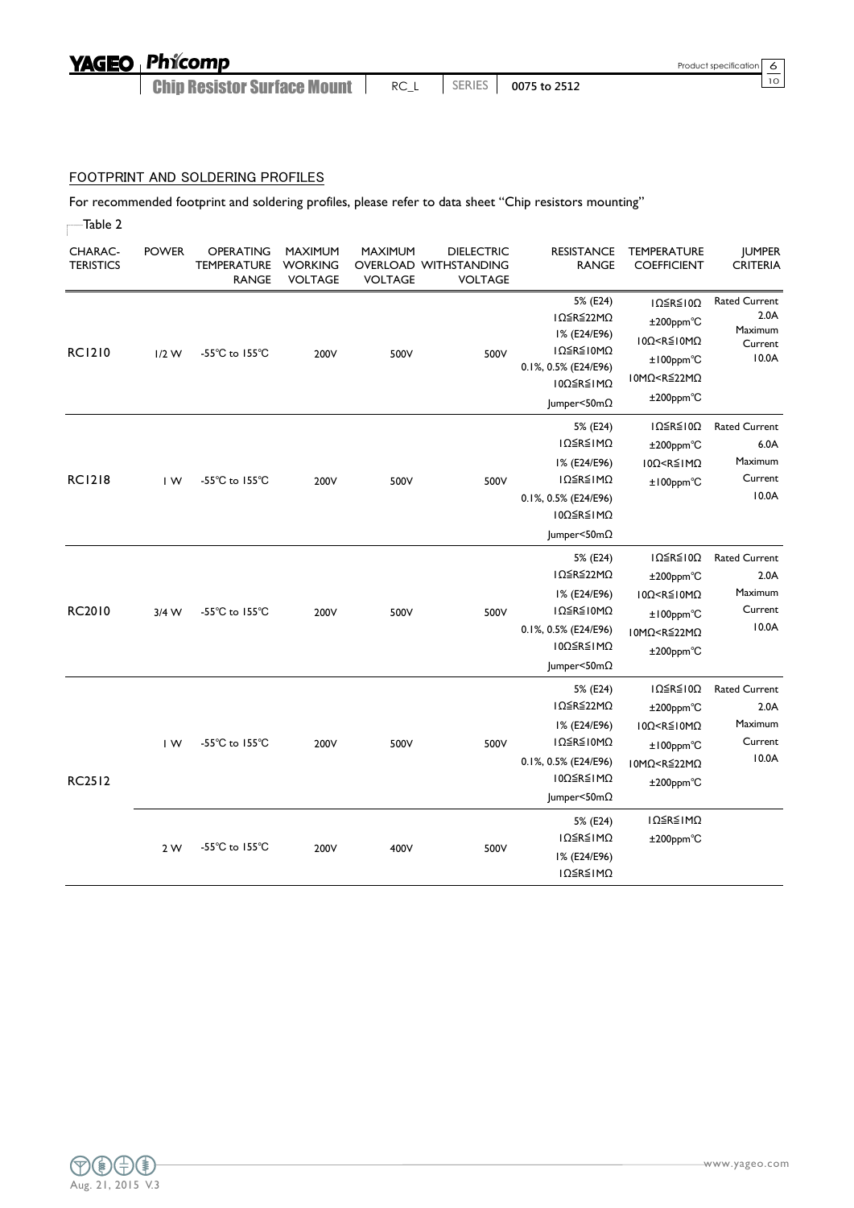## FOOTPRINT AND SOLDERING PROFILES

For recommended footprint and soldering profiles, please refer to data sheet "Chip resistors mounting"

Table 2

| CHARAC-TERISTICS | POWER | OPERATING TEMPERATURE RANGE | MAXIMUM WORKING VOLTAGE | MAXIMUM OVERLOAD VOLTAGE | DIELECTRIC WITHSTANDING VOLTAGE | RESISTANCE RANGE | TEMPERATURE COEFFICIENT | JUMPER CRITERIA |
|---|---|---|---|---|---|---|---|---|
| RC1210 | 1/2 W | -55°C to 155°C | 200V | 500V | 500V | 5% (E24) 1Ω≦R≦22MΩ 1% (E24/E96) 1Ω≦R≦10MΩ 0.1%, 0.5% (E24/E96) 10Ω≦R≦1MΩ Jumper<50mΩ | 1Ω≦R≦10Ω ±200ppm°C 10Ω<R≦10MΩ ±100ppm°C 10MΩ<R≦22MΩ ±200ppm°C | Rated Current 2.0A Maximum Current 10.0A |
| RC1218 | 1 W | -55°C to 155°C | 200V | 500V | 500V | 5% (E24) 1Ω≦R≦1MΩ 1% (E24/E96) 1Ω≦R≦1MΩ 0.1%, 0.5% (E24/E96) 10Ω≦R≦1MΩ Jumper<50mΩ | 1Ω≦R≦10Ω ±200ppm°C 10Ω<R≦1MΩ ±100ppm°C | Rated Current 6.0A Maximum Current 10.0A |
| RC2010 | 3/4 W | -55°C to 155°C | 200V | 500V | 500V | 5% (E24) 1Ω≦R≦22MΩ 1% (E24/E96) 1Ω≦R≦10MΩ 0.1%, 0.5% (E24/E96) 10Ω≦R≦1MΩ Jumper<50mΩ | 1Ω≦R≦10Ω ±200ppm°C 10Ω<R≦10MΩ ±100ppm°C 10MΩ<R≦22MΩ ±200ppm°C | Rated Current 2.0A Maximum Current 10.0A |
| RC2512 | 1 W | -55°C to 155°C | 200V | 500V | 500V | 5% (E24) 1Ω≦R≦22MΩ 1% (E24/E96) 1Ω≦R≦10MΩ 0.1%, 0.5% (E24/E96) 10Ω≦R≦1MΩ Jumper<50mΩ | 1Ω≦R≦10Ω ±200ppm°C 10Ω<R≦10MΩ ±100ppm°C 10MΩ<R≦22MΩ ±200ppm°C | Rated Current 2.0A Maximum Current 10.0A |
| | 2 W | -55°C to 155°C | 200V | 400V | 500V | 5% (E24) 1Ω≦R≦1MΩ 1% (E24/E96) 1Ω≦R≦1MΩ | 1Ω≦R≦1MΩ ±200ppm°C | |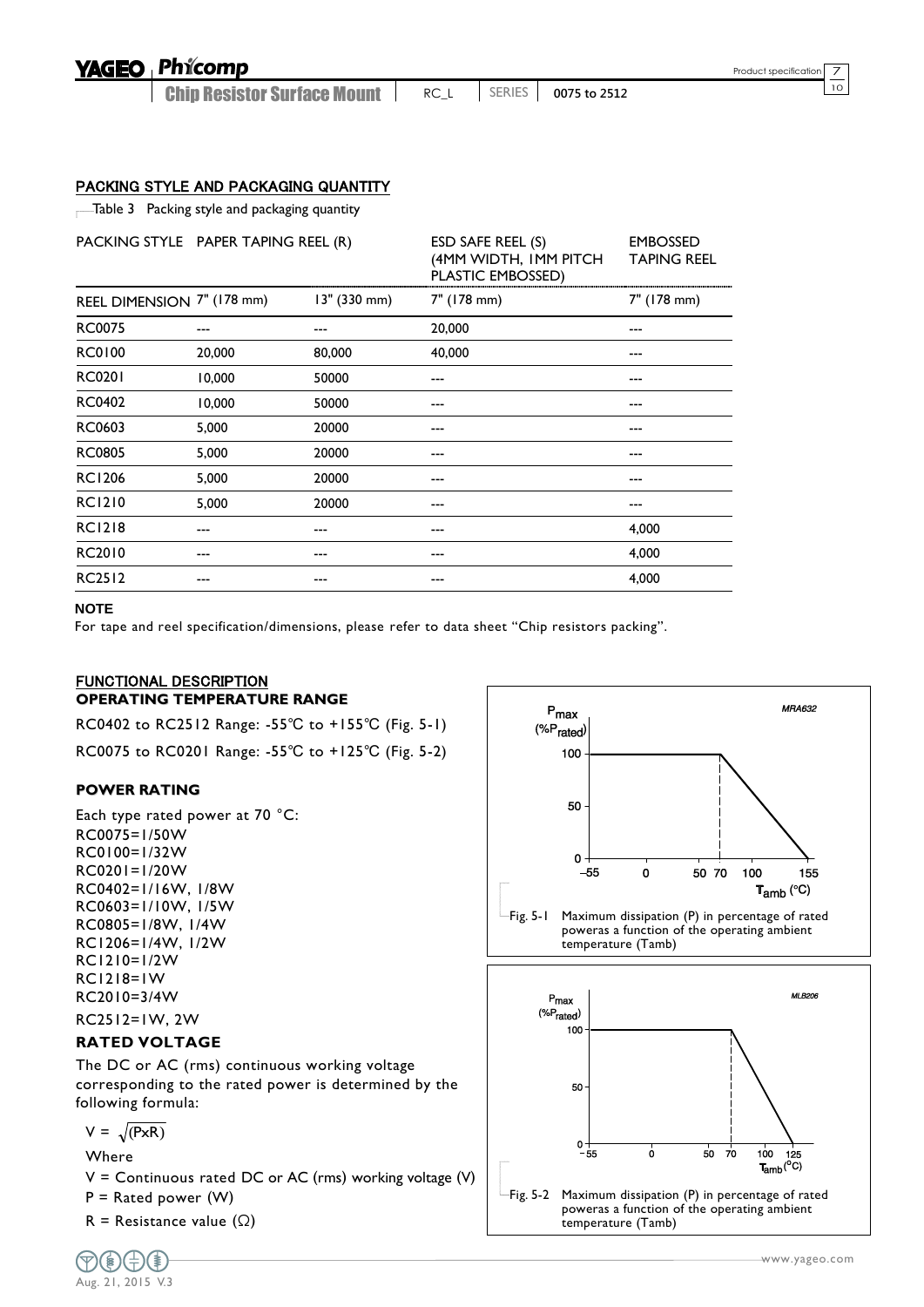## PACKING STYLE AND PACKAGING QUANTITY

Table 3 Packing style and packaging quantity

| PACKING STYLE | PAPER TAPING REEL (R) | | ESD SAFE REEL (S) (4MM WIDTH, 1MM PITCH PLASTIC EMBOSSED) | EMBOSSED TAPING REEL |
|---|---|---|---|---|
| REEL DIMENSION | 7" (178 mm) | 13" (330 mm) | 7" (178 mm) | 7" (178 mm) |
| RC0075 | --- | --- | 20,000 | --- |
| RC0100 | 20,000 | 80,000 | 40,000 | --- |
| RC0201 | 10,000 | 50000 | --- | --- |
| RC0402 | 10,000 | 50000 | --- | --- |
| RC0603 | 5,000 | 20000 | --- | --- |
| RC0805 | 5,000 | 20000 | --- | --- |
| RC1206 | 5,000 | 20000 | --- | --- |
| RC1210 | 5,000 | 20000 | --- | --- |
| RC1218 | --- | --- | --- | 4,000 |
| RC2010 | --- | --- | --- | 4,000 |
| RC2512 | --- | --- | --- | 4,000 |

**NOTE**

For tape and reel specification/dimensions, please refer to data sheet "Chip resistors packing".

## FUNCTIONAL DESCRIPTION

### OPERATING TEMPERATURE RANGE

RC0402 to RC2512 Range: -55℃ to +155℃ (Fig. 5-1)

RC0075 to RC0201 Range: -55℃ to +125℃ (Fig. 5-2)

### POWER RATING

Each type rated power at 70 °C:
RC0075=1/50W
RC0100=1/32W
RC0201=1/20W
RC0402=1/16W, 1/8W
RC0603=1/10W, 1/5W
RC0805=1/8W, 1/4W
RC1206=1/4W, 1/2W
RC1210=1/2W
RC1218=1W
RC2010=3/4W
RC2512=1W, 2W

### RATED VOLTAGE

The DC or AC (rms) continuous working voltage corresponding to the rated power is determined by the following formula:

$$V = \sqrt{(P \times R)}$$

Where

V = Continuous rated DC or AC (rms) working voltage (V)

P = Rated power (W)

R = Resistance value (Ω)

MRA632

Fig. 5-1 Maximum dissipation (P) in percentage of rated poweras a function of the operating ambient temperature (Tamb)

MLB206

Fig. 5-2 Maximum dissipation (P) in percentage of rated poweras a function of the operating ambient temperature (Tamb)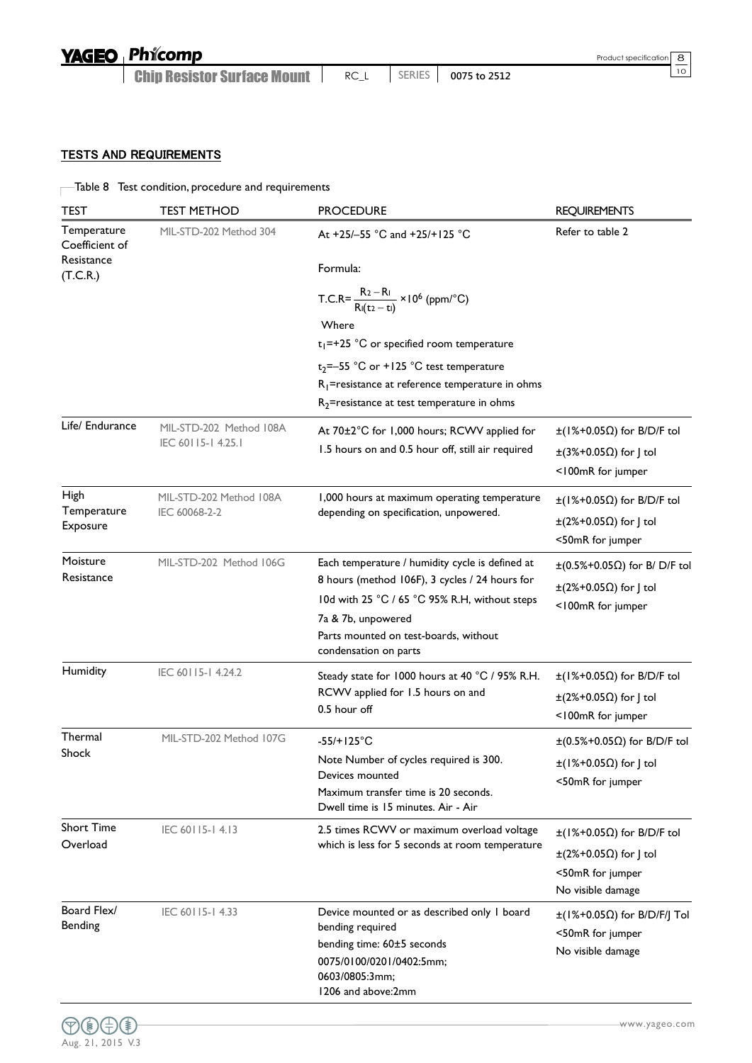## TESTS AND REQUIREMENTS

Table 8 Test condition, procedure and requirements

| TEST | TEST METHOD | PROCEDURE | REQUIREMENTS |
|---|---|---|---|
| Temperature Coefficient of Resistance (T.C.R.) | MIL-STD-202 Method 304 | At +25/–55 °C and +25/+125 °C<br>Formula:<br>$T.C.R = \frac{R_2 - R_1}{R_1(t_2 - t_1)} \times 10^6$ (ppm/°C)<br>Where<br>$t_1$=+25 °C or specified room temperature<br>$t_2$=–55 °C or +125 °C test temperature<br>$R_1$=resistance at reference temperature in ohms<br>$R_2$=resistance at test temperature in ohms | Refer to table 2 |
| Life/ Endurance | MIL-STD-202 Method 108A<br>IEC 60115-1 4.25.1 | At 70±2°C for 1,000 hours; RCWV applied for 1.5 hours on and 0.5 hour off, still air required | ±(1%+0.05Ω) for B/D/F tol<br>±(3%+0.05Ω) for J tol<br><100mR for jumper |
| High Temperature Exposure | MIL-STD-202 Method 108A<br>IEC 60068-2-2 | 1,000 hours at maximum operating temperature depending on specification, unpowered. | ±(1%+0.05Ω) for B/D/F tol<br>±(2%+0.05Ω) for J tol<br><50mR for jumper |
| Moisture Resistance | MIL-STD-202 Method 106G | Each temperature / humidity cycle is defined at 8 hours (method 106F), 3 cycles / 24 hours for 10d with 25 °C / 65 °C 95% R.H, without steps 7a & 7b, unpowered<br>Parts mounted on test-boards, without condensation on parts | ±(0.5%+0.05Ω) for B/ D/F tol<br>±(2%+0.05Ω) for J tol<br><100mR for jumper |
| Humidity | IEC 60115-1 4.24.2 | Steady state for 1000 hours at 40 °C / 95% R.H. RCWV applied for 1.5 hours on and 0.5 hour off | ±(1%+0.05Ω) for B/D/F tol<br>±(2%+0.05Ω) for J tol<br><100mR for jumper |
| Thermal Shock | MIL-STD-202 Method 107G | -55/+125°C<br>Note Number of cycles required is 300. Devices mounted<br>Maximum transfer time is 20 seconds. Dwell time is 15 minutes. Air - Air | ±(0.5%+0.05Ω) for B/D/F tol<br>±(1%+0.05Ω) for J tol<br><50mR for jumper |
| Short Time Overload | IEC 60115-1 4.13 | 2.5 times RCWV or maximum overload voltage which is less for 5 seconds at room temperature | ±(1%+0.05Ω) for B/D/F tol<br>±(2%+0.05Ω) for J tol<br><50mR for jumper<br>No visible damage |
| Board Flex/ Bending | IEC 60115-1 4.33 | Device mounted or as described only 1 board bending required<br>bending time: 60±5 seconds<br>0075/0100/0201/0402:5mm;<br>0603/0805:3mm;<br>1206 and above:2mm | ±(1%+0.05Ω) for B/D/F/J Tol<br><50mR for jumper<br>No visible damage |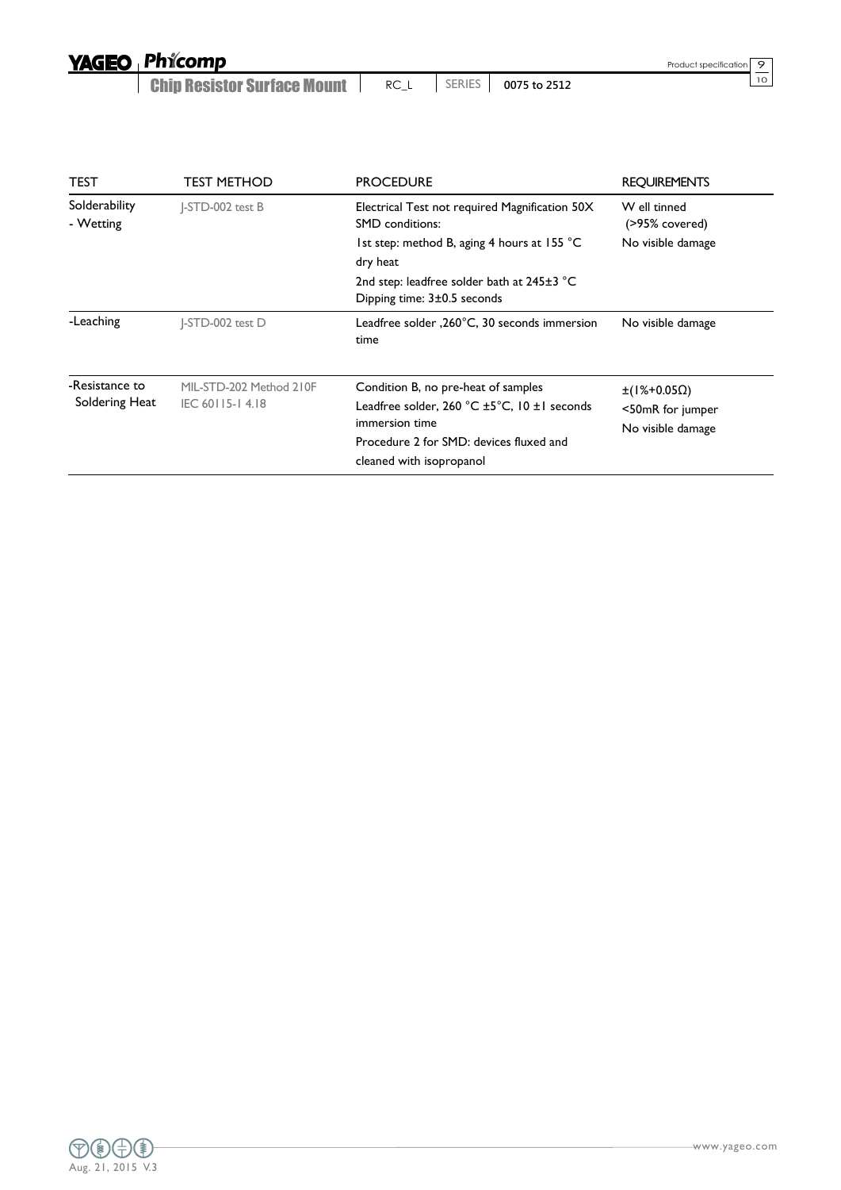| TEST | TEST METHOD | PROCEDURE | REQUIREMENTS |
|---|---|---|---|
| Solderability - Wetting | J-STD-002 test B | Electrical Test not required Magnification 50X SMD conditions: 1st step: method B, aging 4 hours at 155 °C dry heat 2nd step: leadfree solder bath at 245±3 °C Dipping time: 3±0.5 seconds | Well tinned (>95% covered) No visible damage |
| -Leaching | J-STD-002 test D | Leadfree solder ,260°C, 30 seconds immersion time | No visible damage |
| -Resistance to Soldering Heat | MIL-STD-202 Method 210F IEC 60115-1 4.18 | Condition B, no pre-heat of samples Leadfree solder, 260 °C ±5°C, 10 ±1 seconds immersion time Procedure 2 for SMD: devices fluxed and cleaned with isopropanol | ±(1%+0.05Ω) <50mR for jumper No visible damage |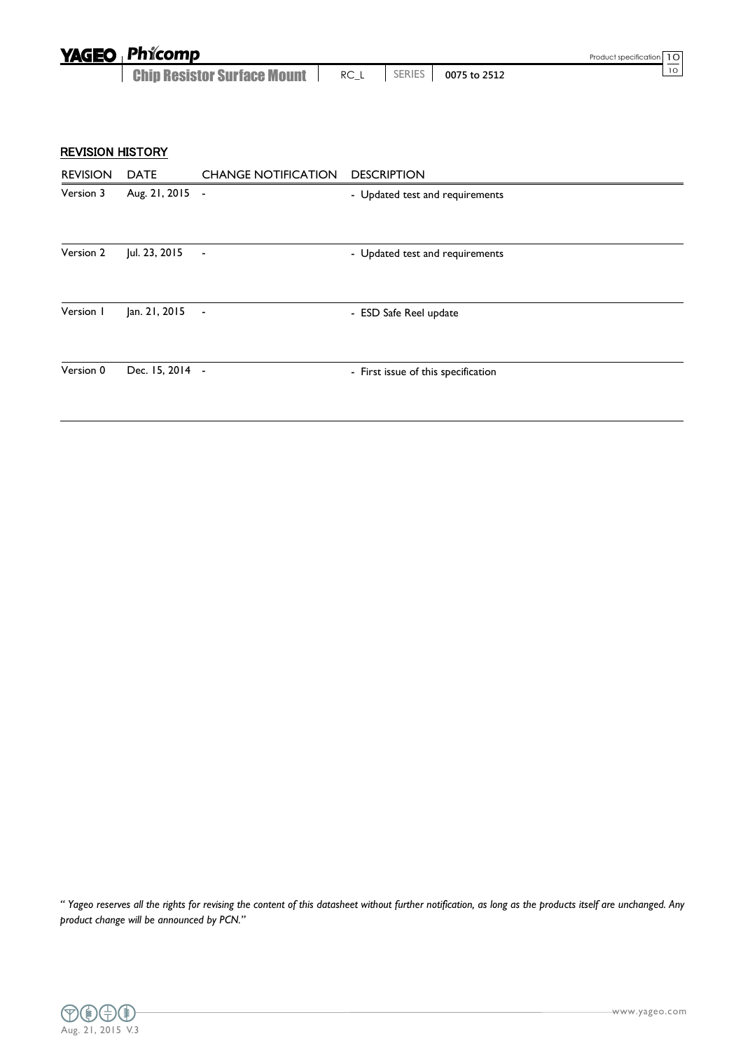## REVISION HISTORY

| REVISION | DATE | CHANGE NOTIFICATION | DESCRIPTION |
|---|---|---|---|
| Version 3 | Aug. 21, 2015 | - | - Updated test and requirements |
| Version 2 | Jul. 23, 2015 | - | - Updated test and requirements |
| Version 1 | Jan. 21, 2015 | - | - ESD Safe Reel update |
| Version 0 | Dec. 15, 2014 | - | - First issue of this specification |

*" Yageo reserves all the rights for revising the content of this datasheet without further notification, as long as the products itself are unchanged. Any product change will be announced by PCN."*